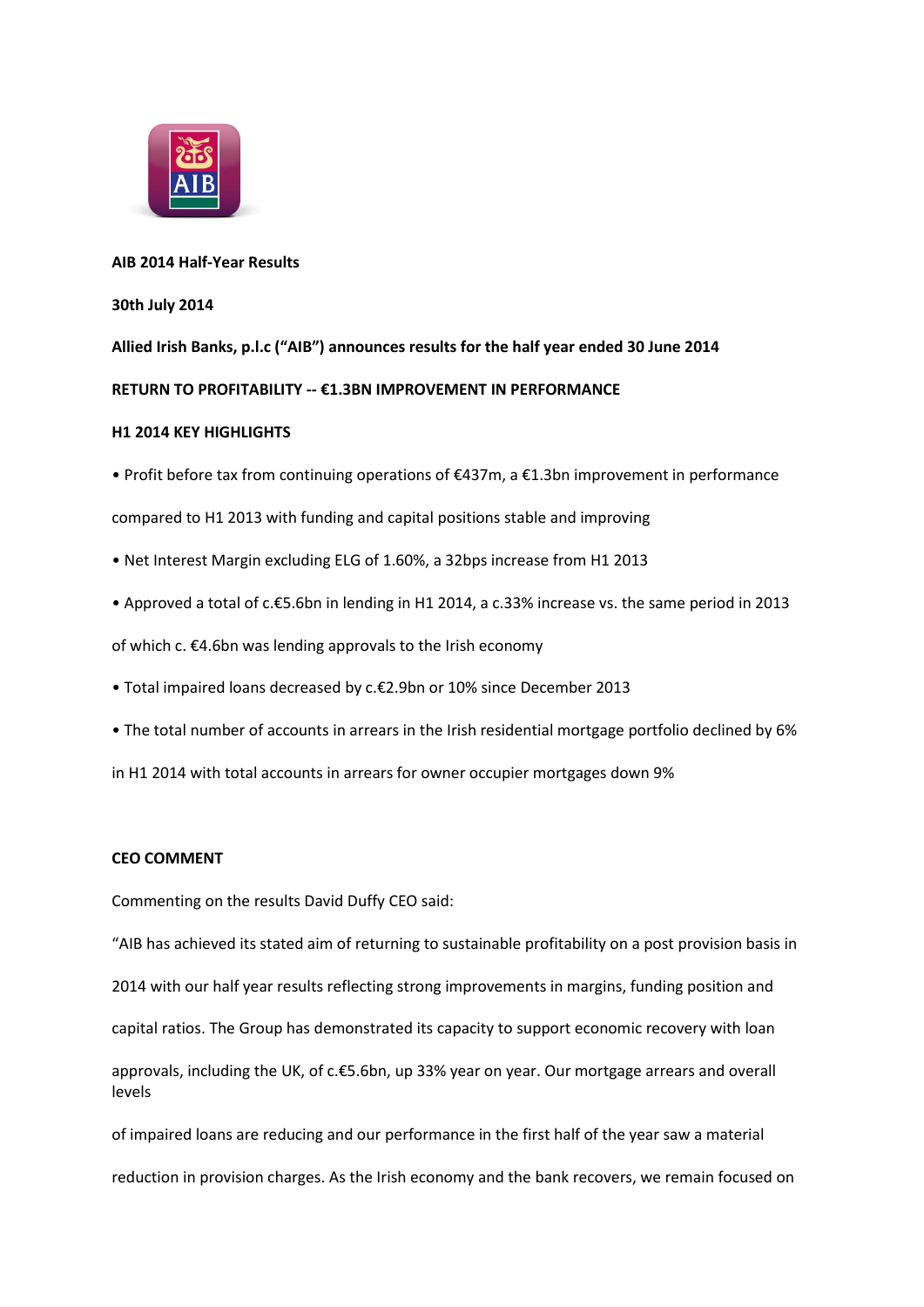**AIB 2014 Half-Year Results**

**30th July 2014**

**Allied Irish Banks, p.l.c ("AIB") announces results for the half year ended 30 June 2014**

**RETURN TO PROFITABILITY -- €1.3BN IMPROVEMENT IN PERFORMANCE**

**H1 2014 KEY HIGHLIGHTS**

- Profit before tax from continuing operations of €437m, a €1.3bn improvement in performance compared to H1 2013 with funding and capital positions stable and improving
- Net Interest Margin excluding ELG of 1.60%, a 32bps increase from H1 2013
- Approved a total of c.€5.6bn in lending in H1 2014, a c.33% increase vs. the same period in 2013 of which c. €4.6bn was lending approvals to the Irish economy
- Total impaired loans decreased by c.€2.9bn or 10% since December 2013
- The total number of accounts in arrears in the Irish residential mortgage portfolio declined by 6% in H1 2014 with total accounts in arrears for owner occupier mortgages down 9%

**CEO COMMENT**

Commenting on the results David Duffy CEO said:

"AIB has achieved its stated aim of returning to sustainable profitability on a post provision basis in 2014 with our half year results reflecting strong improvements in margins, funding position and capital ratios. The Group has demonstrated its capacity to support economic recovery with loan approvals, including the UK, of c.€5.6bn, up 33% year on year. Our mortgage arrears and overall levels of impaired loans are reducing and our performance in the first half of the year saw a material reduction in provision charges. As the Irish economy and the bank recovers, we remain focused on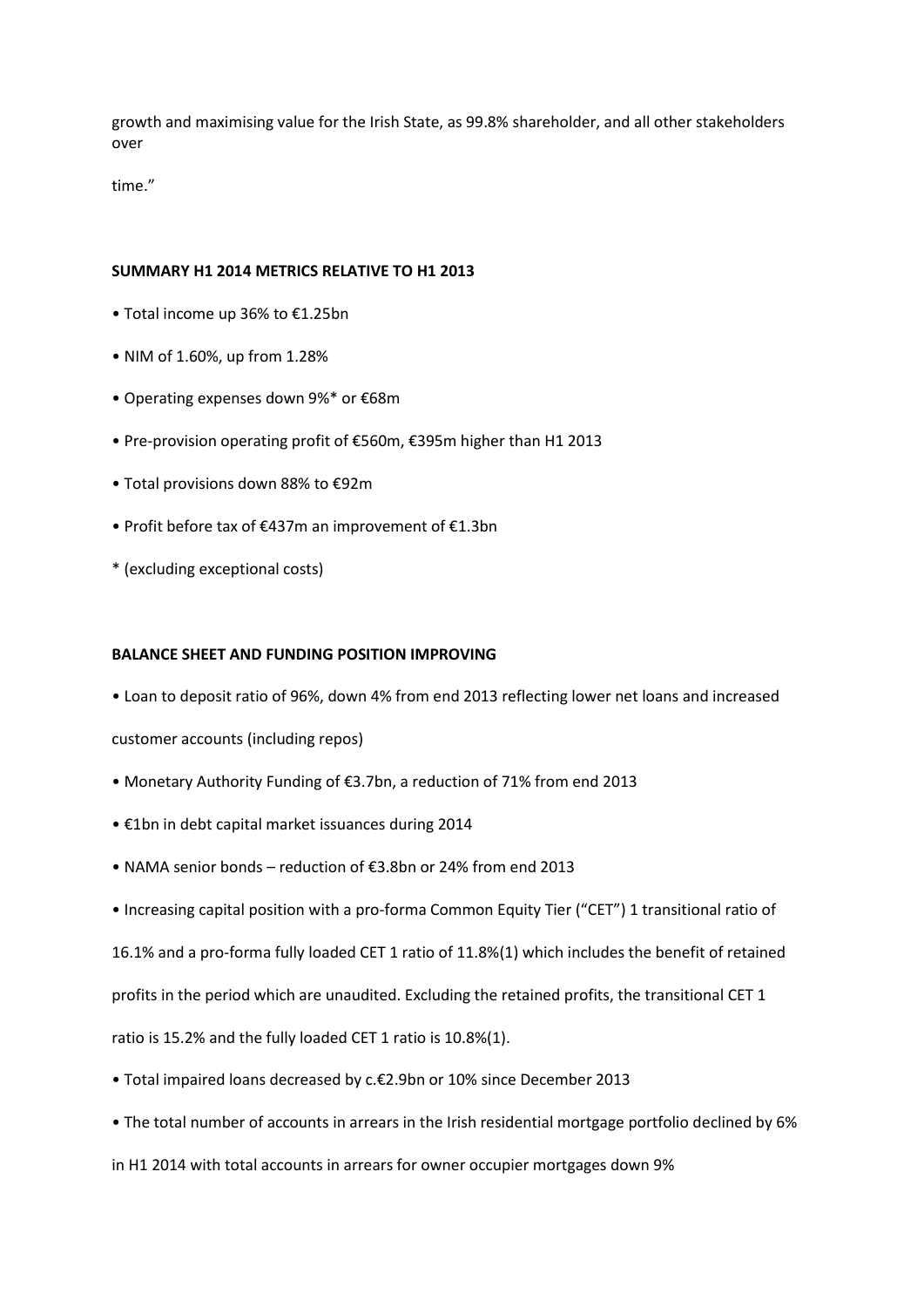growth and maximising value for the Irish State, as 99.8% shareholder, and all other stakeholders over

time."

**SUMMARY H1 2014 METRICS RELATIVE TO H1 2013**

- Total income up 36% to €1.25bn
- NIM of 1.60%, up from 1.28%
- Operating expenses down 9%* or €68m
- Pre-provision operating profit of €560m, €395m higher than H1 2013
- Total provisions down 88% to €92m
- Profit before tax of €437m an improvement of €1.3bn

\* (excluding exceptional costs)

**BALANCE SHEET AND FUNDING POSITION IMPROVING**

- Loan to deposit ratio of 96%, down 4% from end 2013 reflecting lower net loans and increased customer accounts (including repos)
- Monetary Authority Funding of €3.7bn, a reduction of 71% from end 2013
- €1bn in debt capital market issuances during 2014
- NAMA senior bonds – reduction of €3.8bn or 24% from end 2013
- Increasing capital position with a pro-forma Common Equity Tier ("CET") 1 transitional ratio of 16.1% and a pro-forma fully loaded CET 1 ratio of 11.8%(1) which includes the benefit of retained profits in the period which are unaudited. Excluding the retained profits, the transitional CET 1 ratio is 15.2% and the fully loaded CET 1 ratio is 10.8%(1).
- Total impaired loans decreased by c.€2.9bn or 10% since December 2013
- The total number of accounts in arrears in the Irish residential mortgage portfolio declined by 6% in H1 2014 with total accounts in arrears for owner occupier mortgages down 9%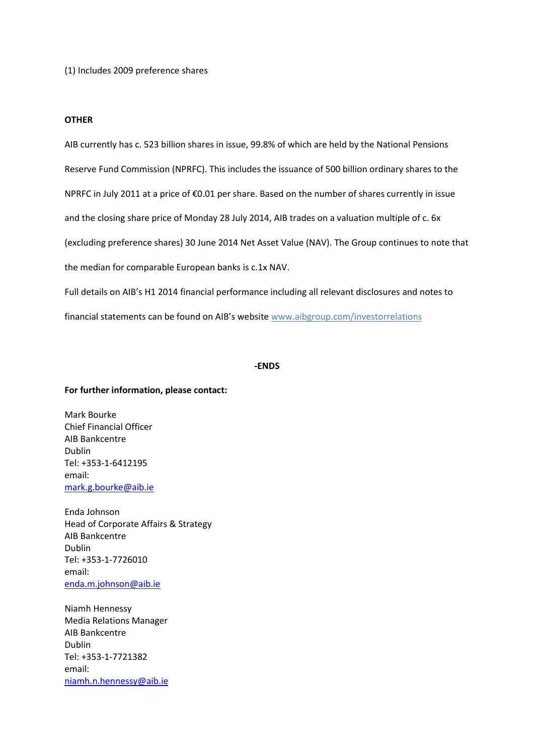(1) Includes 2009 preference shares

**OTHER**

AIB currently has c. 523 billion shares in issue, 99.8% of which are held by the National Pensions Reserve Fund Commission (NPRFC). This includes the issuance of 500 billion ordinary shares to the NPRFC in July 2011 at a price of €0.01 per share. Based on the number of shares currently in issue and the closing share price of Monday 28 July 2014, AIB trades on a valuation multiple of c. 6x (excluding preference shares) 30 June 2014 Net Asset Value (NAV). The Group continues to note that the median for comparable European banks is c.1x NAV.

Full details on AIB's H1 2014 financial performance including all relevant disclosures and notes to financial statements can be found on AIB's website [www.aibgroup.com/investorrelations](www.aibgroup.com/investorrelations)

**-ENDS**

**For further information, please contact:**

Mark Bourke
Chief Financial Officer
AIB Bankcentre
Dublin
Tel: +353-1-6412195
email:
[mark.g.bourke@aib.ie](mailto:mark.g.bourke@aib.ie)

Enda Johnson
Head of Corporate Affairs & Strategy
AIB Bankcentre
Dublin
Tel: +353-1-7726010
email:
[enda.m.johnson@aib.ie](mailto:enda.m.johnson@aib.ie)

Niamh Hennessy
Media Relations Manager
AIB Bankcentre
Dublin
Tel: +353-1-7721382
email:
[niamh.n.hennessy@aib.ie](mailto:niamh.n.hennessy@aib.ie)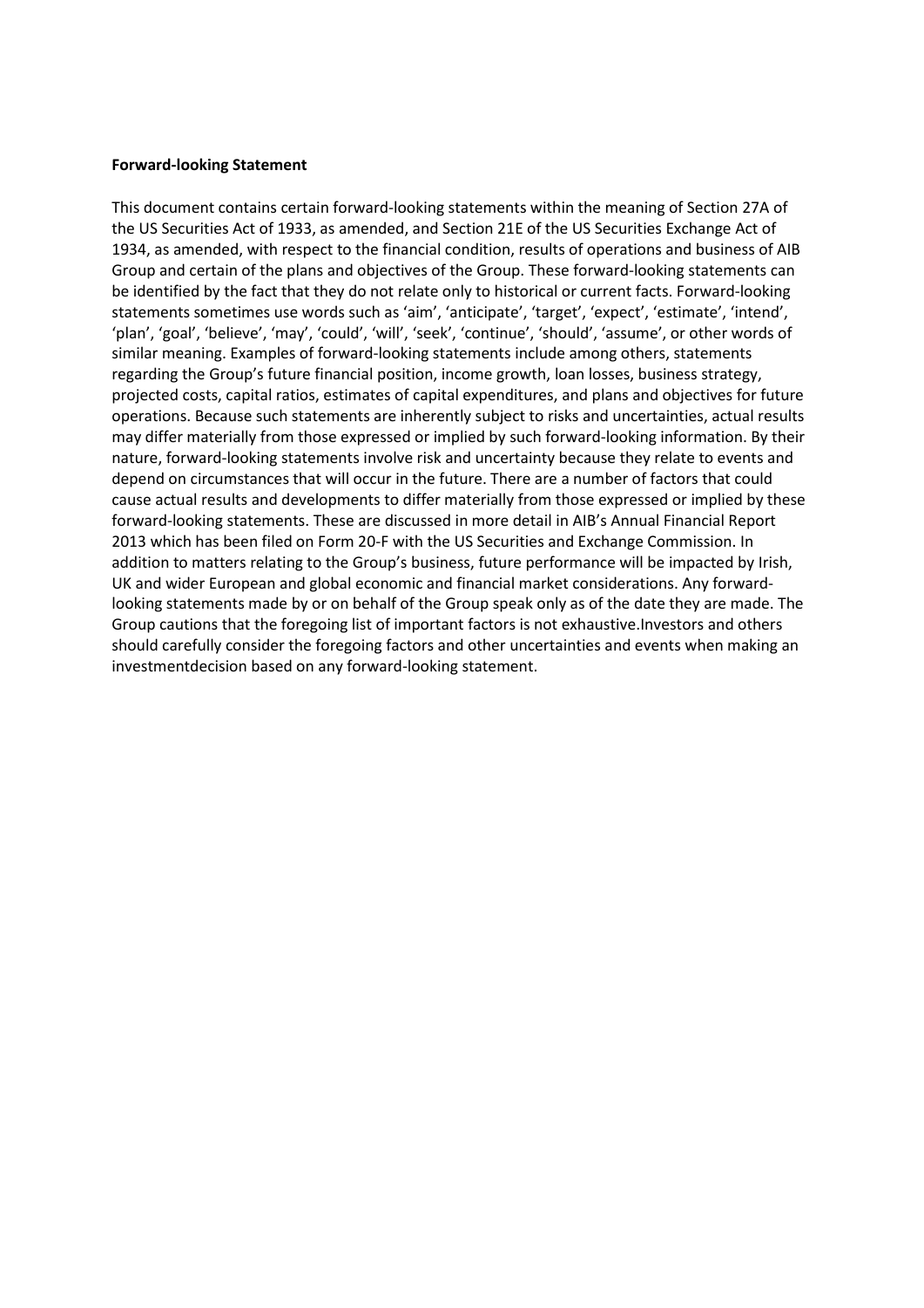**Forward-looking Statement**

This document contains certain forward-looking statements within the meaning of Section 27A of the US Securities Act of 1933, as amended, and Section 21E of the US Securities Exchange Act of 1934, as amended, with respect to the financial condition, results of operations and business of AIB Group and certain of the plans and objectives of the Group. These forward-looking statements can be identified by the fact that they do not relate only to historical or current facts. Forward-looking statements sometimes use words such as 'aim', 'anticipate', 'target', 'expect', 'estimate', 'intend', 'plan', 'goal', 'believe', 'may', 'could', 'will', 'seek', 'continue', 'should', 'assume', or other words of similar meaning. Examples of forward-looking statements include among others, statements regarding the Group's future financial position, income growth, loan losses, business strategy, projected costs, capital ratios, estimates of capital expenditures, and plans and objectives for future operations. Because such statements are inherently subject to risks and uncertainties, actual results may differ materially from those expressed or implied by such forward-looking information. By their nature, forward-looking statements involve risk and uncertainty because they relate to events and depend on circumstances that will occur in the future. There are a number of factors that could cause actual results and developments to differ materially from those expressed or implied by these forward-looking statements. These are discussed in more detail in AIB's Annual Financial Report 2013 which has been filed on Form 20-F with the US Securities and Exchange Commission. In addition to matters relating to the Group's business, future performance will be impacted by Irish, UK and wider European and global economic and financial market considerations. Any forward-looking statements made by or on behalf of the Group speak only as of the date they are made. The Group cautions that the foregoing list of important factors is not exhaustive.Investors and others should carefully consider the foregoing factors and other uncertainties and events when making an investmentdecision based on any forward-looking statement.